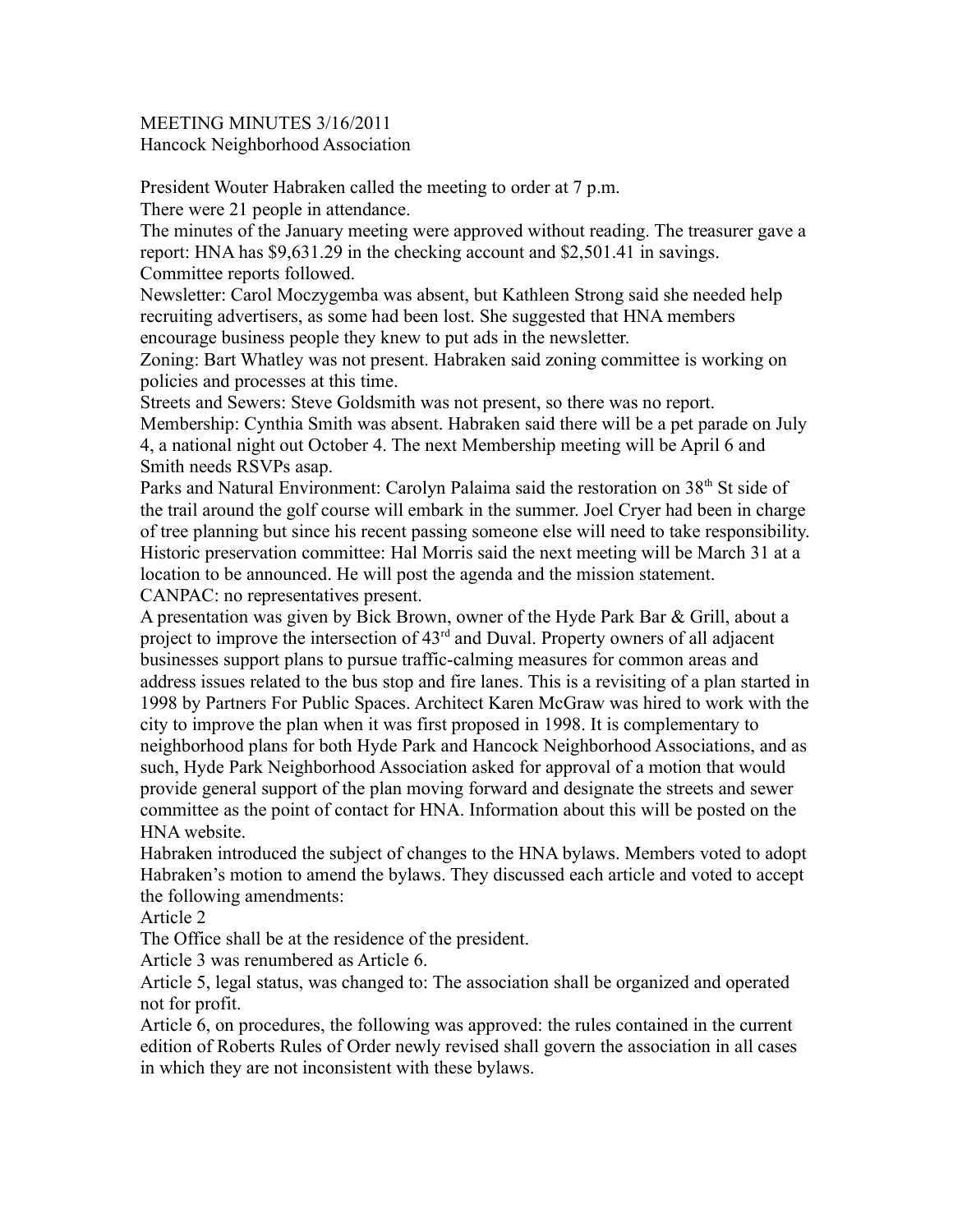MEETING MINUTES 3/16/2011
Hancock Neighborhood Association

President Wouter Habraken called the meeting to order at 7 p.m.
There were 21 people in attendance.
The minutes of the January meeting were approved without reading. The treasurer gave a report: HNA has $9,631.29 in the checking account and $2,501.41 in savings.
Committee reports followed.
Newsletter: Carol Moczygemba was absent, but Kathleen Strong said she needed help recruiting advertisers, as some had been lost. She suggested that HNA members encourage business people they knew to put ads in the newsletter.
Zoning: Bart Whatley was not present. Habraken said zoning committee is working on policies and processes at this time.
Streets and Sewers: Steve Goldsmith was not present, so there was no report.
Membership: Cynthia Smith was absent. Habraken said there will be a pet parade on July 4, a national night out October 4. The next Membership meeting will be April 6 and Smith needs RSVPs asap.
Parks and Natural Environment: Carolyn Palaima said the restoration on 38th St side of the trail around the golf course will embark in the summer. Joel Cryer had been in charge of tree planning but since his recent passing someone else will need to take responsibility.
Historic preservation committee: Hal Morris said the next meeting will be March 31 at a location to be announced. He will post the agenda and the mission statement.
CANPAC: no representatives present.
A presentation was given by Bick Brown, owner of the Hyde Park Bar & Grill, about a project to improve the intersection of 43rd and Duval. Property owners of all adjacent businesses support plans to pursue traffic-calming measures for common areas and address issues related to the bus stop and fire lanes. This is a revisiting of a plan started in 1998 by Partners For Public Spaces. Architect Karen McGraw was hired to work with the city to improve the plan when it was first proposed in 1998. It is complementary to neighborhood plans for both Hyde Park and Hancock Neighborhood Associations, and as such, Hyde Park Neighborhood Association asked for approval of a motion that would provide general support of the plan moving forward and designate the streets and sewer committee as the point of contact for HNA. Information about this will be posted on the HNA website.
Habraken introduced the subject of changes to the HNA bylaws. Members voted to adopt Habraken's motion to amend the bylaws. They discussed each article and voted to accept the following amendments:
Article 2
The Office shall be at the residence of the president.
Article 3 was renumbered as Article 6.
Article 5, legal status, was changed to: The association shall be organized and operated not for profit.
Article 6, on procedures, the following was approved: the rules contained in the current edition of Roberts Rules of Order newly revised shall govern the association in all cases in which they are not inconsistent with these bylaws.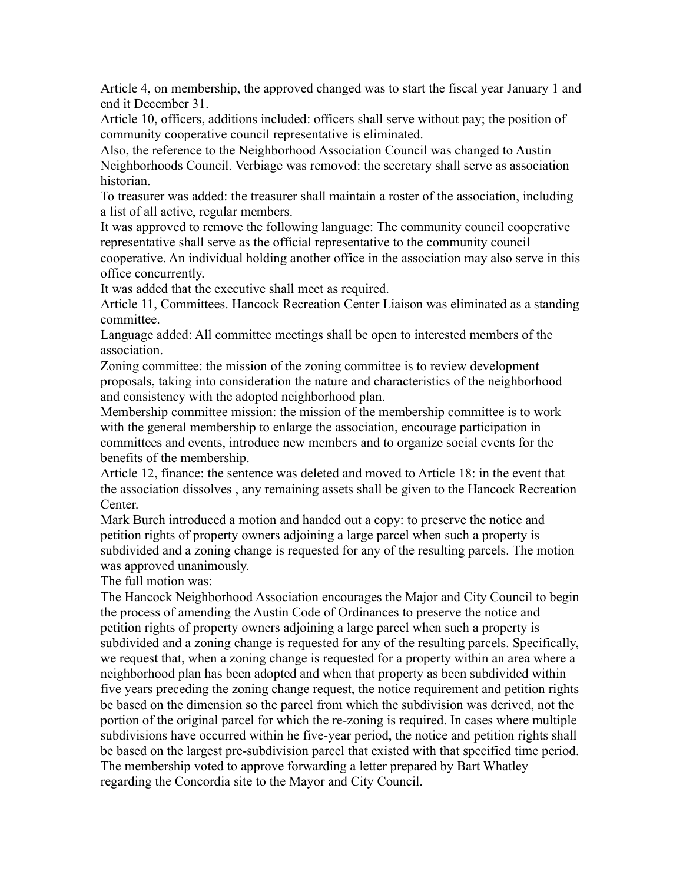Article 4, on membership, the approved changed was to start the fiscal year January 1 and end it December 31.

Article 10, officers, additions included: officers shall serve without pay; the position of community cooperative council representative is eliminated.

Also, the reference to the Neighborhood Association Council was changed to Austin Neighborhoods Council. Verbiage was removed: the secretary shall serve as association historian.

To treasurer was added: the treasurer shall maintain a roster of the association, including a list of all active, regular members.

It was approved to remove the following language: The community council cooperative representative shall serve as the official representative to the community council cooperative. An individual holding another office in the association may also serve in this office concurrently.

It was added that the executive shall meet as required.

Article 11, Committees. Hancock Recreation Center Liaison was eliminated as a standing committee.

Language added: All committee meetings shall be open to interested members of the association.

Zoning committee: the mission of the zoning committee is to review development proposals, taking into consideration the nature and characteristics of the neighborhood and consistency with the adopted neighborhood plan.

Membership committee mission: the mission of the membership committee is to work with the general membership to enlarge the association, encourage participation in committees and events, introduce new members and to organize social events for the benefits of the membership.

Article 12, finance: the sentence was deleted and moved to Article 18: in the event that the association dissolves , any remaining assets shall be given to the Hancock Recreation Center.

Mark Burch introduced a motion and handed out a copy: to preserve the notice and petition rights of property owners adjoining a large parcel when such a property is subdivided and a zoning change is requested for any of the resulting parcels. The motion was approved unanimously.

The full motion was:

The Hancock Neighborhood Association encourages the Major and City Council to begin the process of amending the Austin Code of Ordinances to preserve the notice and petition rights of property owners adjoining a large parcel when such a property is subdivided and a zoning change is requested for any of the resulting parcels. Specifically, we request that, when a zoning change is requested for a property within an area where a neighborhood plan has been adopted and when that property as been subdivided within five years preceding the zoning change request, the notice requirement and petition rights be based on the dimension so the parcel from which the subdivision was derived, not the portion of the original parcel for which the re-zoning is required. In cases where multiple subdivisions have occurred within he five-year period, the notice and petition rights shall be based on the largest pre-subdivision parcel that existed with that specified time period.

The membership voted to approve forwarding a letter prepared by Bart Whatley regarding the Concordia site to the Mayor and City Council.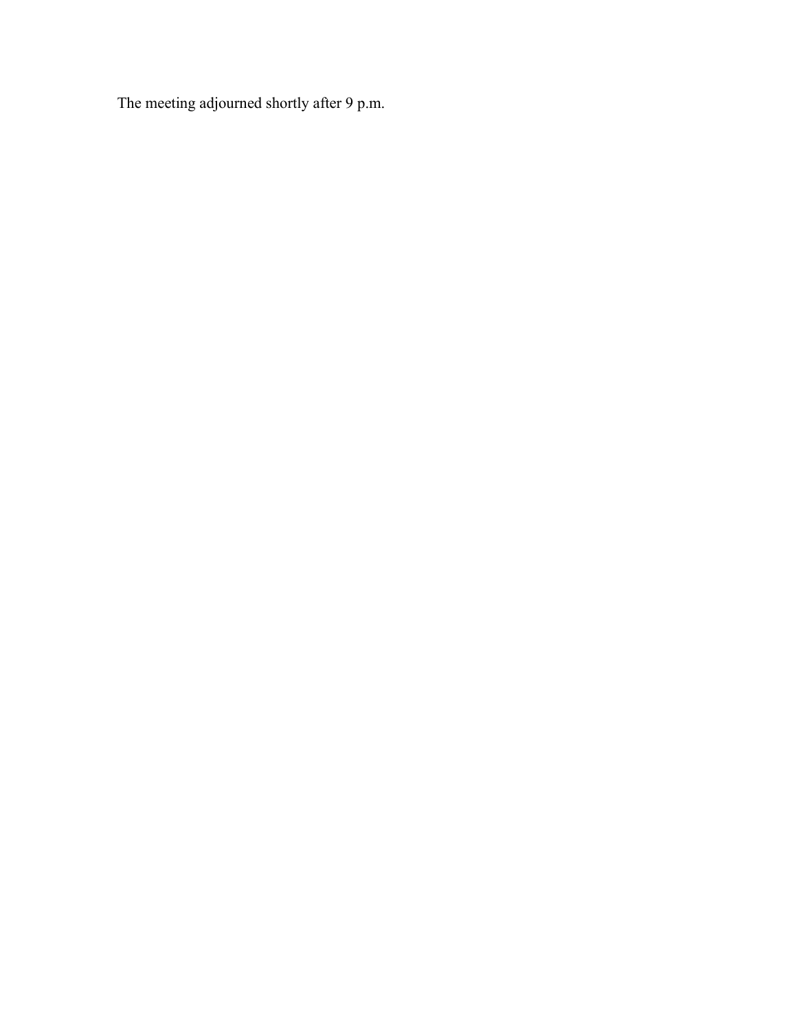The meeting adjourned shortly after 9 p.m.